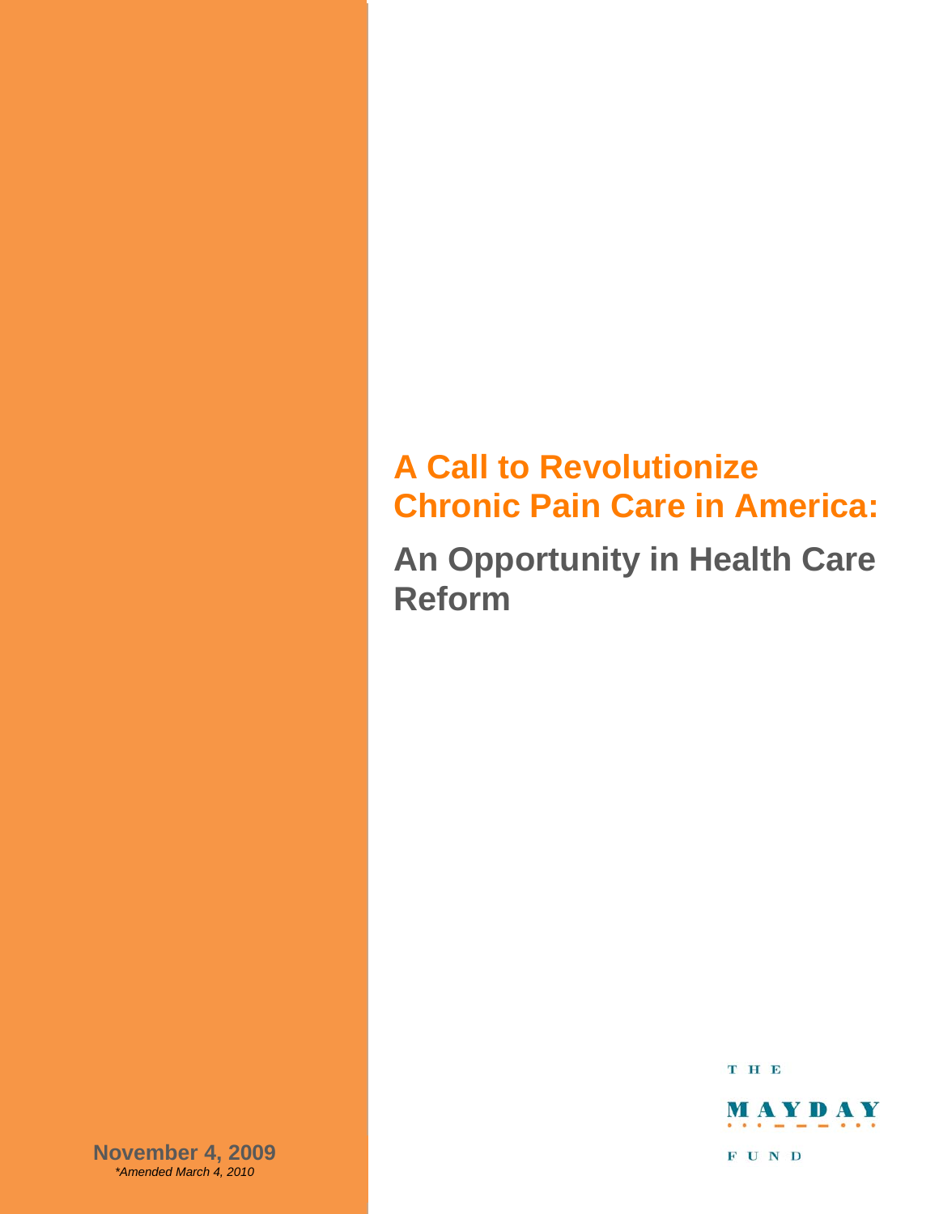# A Call to Revolutionize Chronic Pain Care in America:

## An Opportunity in Health Care Reform

THE MAYDAY FUND

**November 4, 2009**
*\*Amended March 4, 2010*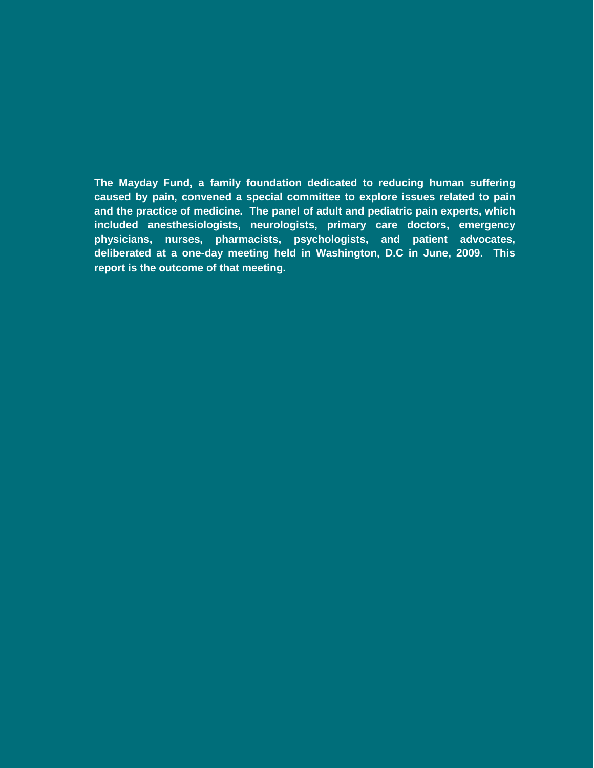**The Mayday Fund, a family foundation dedicated to reducing human suffering caused by pain, convened a special committee to explore issues related to pain and the practice of medicine. The panel of adult and pediatric pain experts, which included anesthesiologists, neurologists, primary care doctors, emergency physicians, nurses, pharmacists, psychologists, and patient advocates, deliberated at a one-day meeting held in Washington, D.C in June, 2009. This report is the outcome of that meeting.**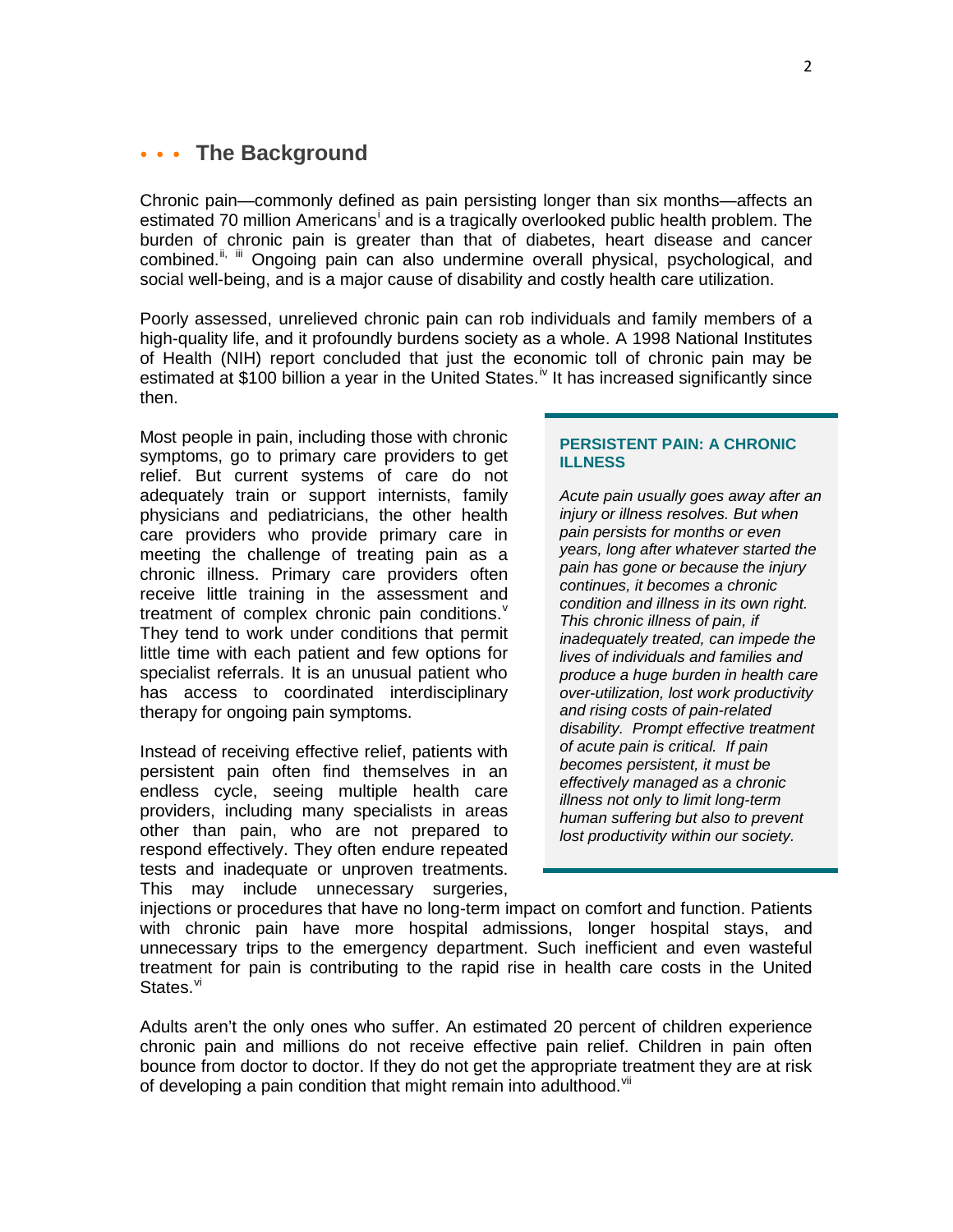## The Background

Chronic pain—commonly defined as pain persisting longer than six months—affects an estimated 70 million Americans[i] and is a tragically overlooked public health problem. The burden of chronic pain is greater than that of diabetes, heart disease and cancer combined.[ii, iii] Ongoing pain can also undermine overall physical, psychological, and social well-being, and is a major cause of disability and costly health care utilization.

Poorly assessed, unrelieved chronic pain can rob individuals and family members of a high-quality life, and it profoundly burdens society as a whole. A 1998 National Institutes of Health (NIH) report concluded that just the economic toll of chronic pain may be estimated at $100 billion a year in the United States.[iv] It has increased significantly since then.

Most people in pain, including those with chronic symptoms, go to primary care providers to get relief. But current systems of care do not adequately train or support internists, family physicians and pediatricians, the other health care providers who provide primary care in meeting the challenge of treating pain as a chronic illness. Primary care providers often receive little training in the assessment and treatment of complex chronic pain conditions.[v] They tend to work under conditions that permit little time with each patient and few options for specialist referrals. It is an unusual patient who has access to coordinated interdisciplinary therapy for ongoing pain symptoms.

Instead of receiving effective relief, patients with persistent pain often find themselves in an endless cycle, seeing multiple health care providers, including many specialists in areas other than pain, who are not prepared to respond effectively. They often endure repeated tests and inadequate or unproven treatments. This may include unnecessary surgeries, injections or procedures that have no long-term impact on comfort and function. Patients with chronic pain have more hospital admissions, longer hospital stays, and unnecessary trips to the emergency department. Such inefficient and even wasteful treatment for pain is contributing to the rapid rise in health care costs in the United States.[vi]

Adults aren't the only ones who suffer. An estimated 20 percent of children experience chronic pain and millions do not receive effective pain relief. Children in pain often bounce from doctor to doctor. If they do not get the appropriate treatment they are at risk of developing a pain condition that might remain into adulthood.[vii]

> **PERSISTENT PAIN: A CHRONIC ILLNESS**
>
> *Acute pain usually goes away after an injury or illness resolves. But when pain persists for months or even years, long after whatever started the pain has gone or because the injury continues, it becomes a chronic condition and illness in its own right. This chronic illness of pain, if inadequately treated, can impede the lives of individuals and families and produce a huge burden in health care over-utilization, lost work productivity and rising costs of pain-related disability. Prompt effective treatment of acute pain is critical. If pain becomes persistent, it must be effectively managed as a chronic illness not only to limit long-term human suffering but also to prevent lost productivity within our society.*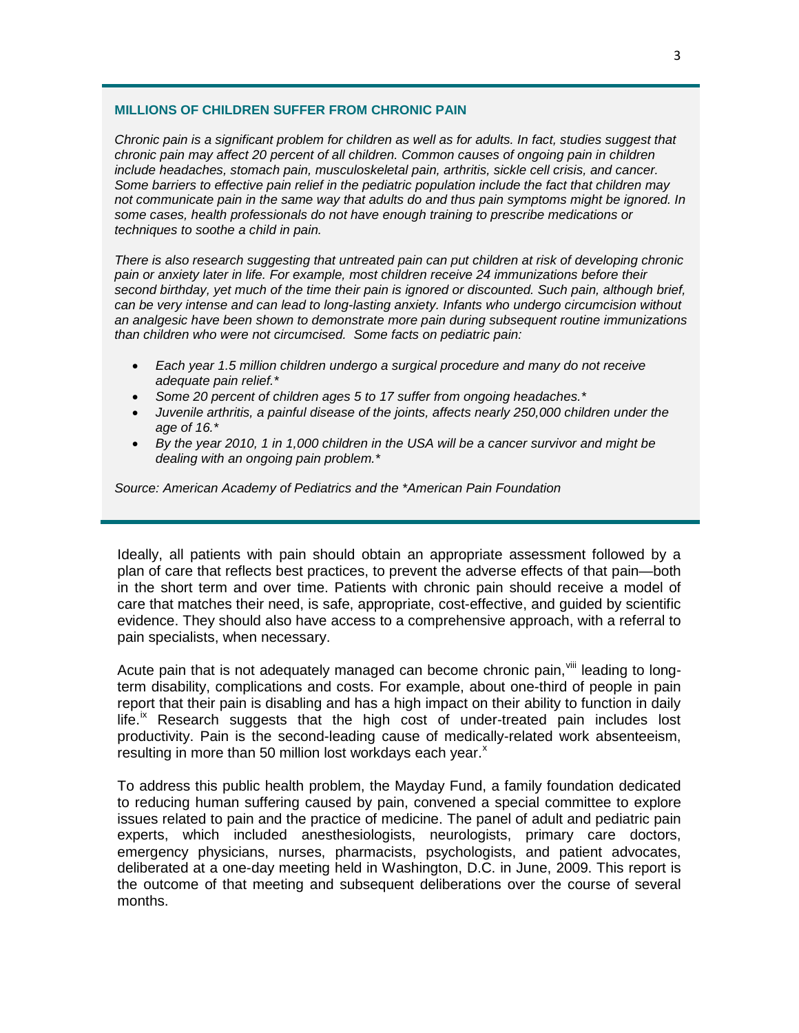### MILLIONS OF CHILDREN SUFFER FROM CHRONIC PAIN

*Chronic pain is a significant problem for children as well as for adults. In fact, studies suggest that chronic pain may affect 20 percent of all children. Common causes of ongoing pain in children include headaches, stomach pain, musculoskeletal pain, arthritis, sickle cell crisis, and cancer. Some barriers to effective pain relief in the pediatric population include the fact that children may not communicate pain in the same way that adults do and thus pain symptoms might be ignored. In some cases, health professionals do not have enough training to prescribe medications or techniques to soothe a child in pain.*

*There is also research suggesting that untreated pain can put children at risk of developing chronic pain or anxiety later in life. For example, most children receive 24 immunizations before their second birthday, yet much of the time their pain is ignored or discounted. Such pain, although brief, can be very intense and can lead to long-lasting anxiety. Infants who undergo circumcision without an analgesic have been shown to demonstrate more pain during subsequent routine immunizations than children who were not circumcised. Some facts on pediatric pain:*

- *Each year 1.5 million children undergo a surgical procedure and many do not receive adequate pain relief.\**
- *Some 20 percent of children ages 5 to 17 suffer from ongoing headaches.\**
- *Juvenile arthritis, a painful disease of the joints, affects nearly 250,000 children under the age of 16.\**
- *By the year 2010, 1 in 1,000 children in the USA will be a cancer survivor and might be dealing with an ongoing pain problem.\**

*Source: American Academy of Pediatrics and the \*American Pain Foundation*

Ideally, all patients with pain should obtain an appropriate assessment followed by a plan of care that reflects best practices, to prevent the adverse effects of that pain—both in the short term and over time. Patients with chronic pain should receive a model of care that matches their need, is safe, appropriate, cost-effective, and guided by scientific evidence. They should also have access to a comprehensive approach, with a referral to pain specialists, when necessary.

Acute pain that is not adequately managed can become chronic pain,[viii] leading to long-term disability, complications and costs. For example, about one-third of people in pain report that their pain is disabling and has a high impact on their ability to function in daily life.[ix] Research suggests that the high cost of under-treated pain includes lost productivity. Pain is the second-leading cause of medically-related work absenteeism, resulting in more than 50 million lost workdays each year.[x]

To address this public health problem, the Mayday Fund, a family foundation dedicated to reducing human suffering caused by pain, convened a special committee to explore issues related to pain and the practice of medicine. The panel of adult and pediatric pain experts, which included anesthesiologists, neurologists, primary care doctors, emergency physicians, nurses, pharmacists, psychologists, and patient advocates, deliberated at a one-day meeting held in Washington, D.C. in June, 2009. This report is the outcome of that meeting and subsequent deliberations over the course of several months.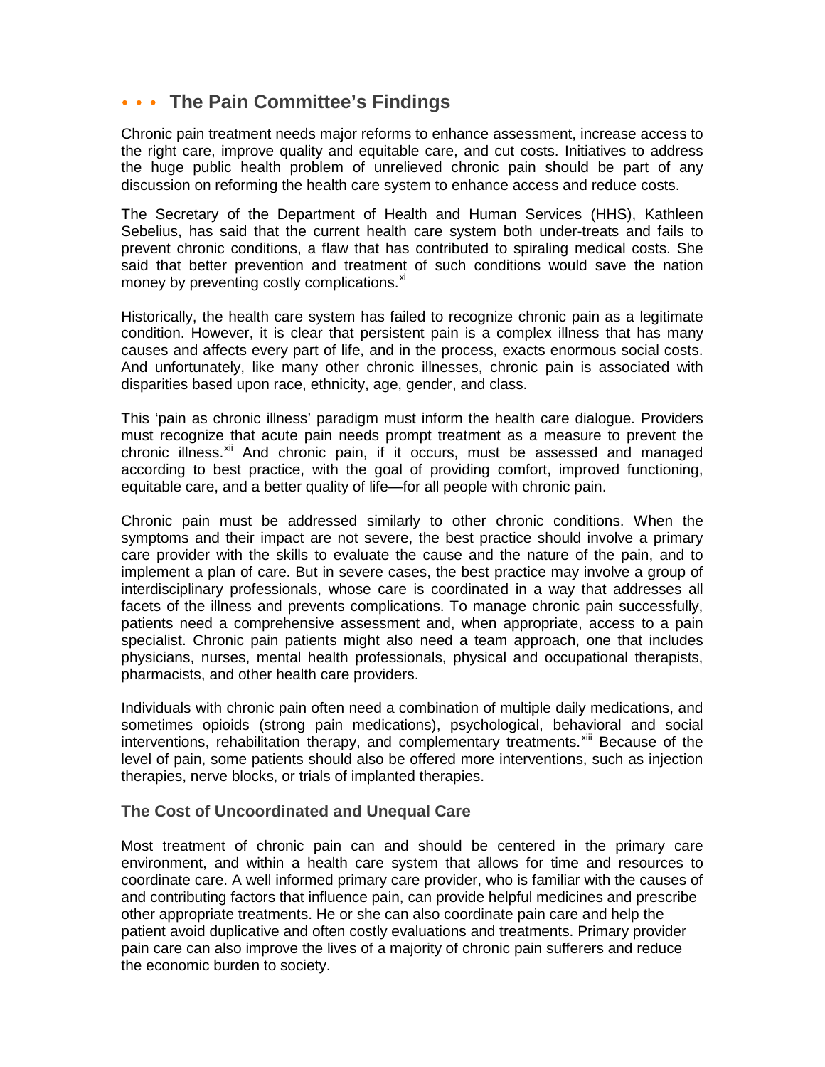## • • • The Pain Committee's Findings

Chronic pain treatment needs major reforms to enhance assessment, increase access to the right care, improve quality and equitable care, and cut costs. Initiatives to address the huge public health problem of unrelieved chronic pain should be part of any discussion on reforming the health care system to enhance access and reduce costs.

The Secretary of the Department of Health and Human Services (HHS), Kathleen Sebelius, has said that the current health care system both under-treats and fails to prevent chronic conditions, a flaw that has contributed to spiraling medical costs. She said that better prevention and treatment of such conditions would save the nation money by preventing costly complications.[xi]

Historically, the health care system has failed to recognize chronic pain as a legitimate condition. However, it is clear that persistent pain is a complex illness that has many causes and affects every part of life, and in the process, exacts enormous social costs. And unfortunately, like many other chronic illnesses, chronic pain is associated with disparities based upon race, ethnicity, age, gender, and class.

This 'pain as chronic illness' paradigm must inform the health care dialogue. Providers must recognize that acute pain needs prompt treatment as a measure to prevent the chronic illness.[xii] And chronic pain, if it occurs, must be assessed and managed according to best practice, with the goal of providing comfort, improved functioning, equitable care, and a better quality of life—for all people with chronic pain.

Chronic pain must be addressed similarly to other chronic conditions. When the symptoms and their impact are not severe, the best practice should involve a primary care provider with the skills to evaluate the cause and the nature of the pain, and to implement a plan of care. But in severe cases, the best practice may involve a group of interdisciplinary professionals, whose care is coordinated in a way that addresses all facets of the illness and prevents complications. To manage chronic pain successfully, patients need a comprehensive assessment and, when appropriate, access to a pain specialist. Chronic pain patients might also need a team approach, one that includes physicians, nurses, mental health professionals, physical and occupational therapists, pharmacists, and other health care providers.

Individuals with chronic pain often need a combination of multiple daily medications, and sometimes opioids (strong pain medications), psychological, behavioral and social interventions, rehabilitation therapy, and complementary treatments.[xiii] Because of the level of pain, some patients should also be offered more interventions, such as injection therapies, nerve blocks, or trials of implanted therapies.

### The Cost of Uncoordinated and Unequal Care

Most treatment of chronic pain can and should be centered in the primary care environment, and within a health care system that allows for time and resources to coordinate care. A well informed primary care provider, who is familiar with the causes of and contributing factors that influence pain, can provide helpful medicines and prescribe other appropriate treatments. He or she can also coordinate pain care and help the patient avoid duplicative and often costly evaluations and treatments. Primary provider pain care can also improve the lives of a majority of chronic pain sufferers and reduce the economic burden to society.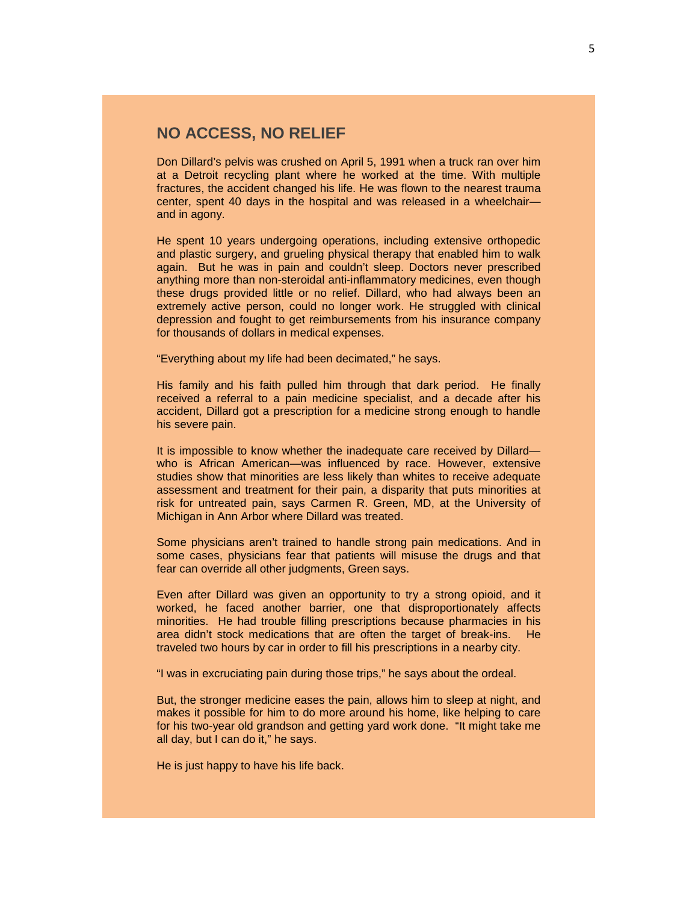## NO ACCESS, NO RELIEF

Don Dillard's pelvis was crushed on April 5, 1991 when a truck ran over him at a Detroit recycling plant where he worked at the time. With multiple fractures, the accident changed his life. He was flown to the nearest trauma center, spent 40 days in the hospital and was released in a wheelchair—and in agony.

He spent 10 years undergoing operations, including extensive orthopedic and plastic surgery, and grueling physical therapy that enabled him to walk again. But he was in pain and couldn't sleep. Doctors never prescribed anything more than non-steroidal anti-inflammatory medicines, even though these drugs provided little or no relief. Dillard, who had always been an extremely active person, could no longer work. He struggled with clinical depression and fought to get reimbursements from his insurance company for thousands of dollars in medical expenses.

"Everything about my life had been decimated," he says.

His family and his faith pulled him through that dark period. He finally received a referral to a pain medicine specialist, and a decade after his accident, Dillard got a prescription for a medicine strong enough to handle his severe pain.

It is impossible to know whether the inadequate care received by Dillard—who is African American—was influenced by race. However, extensive studies show that minorities are less likely than whites to receive adequate assessment and treatment for their pain, a disparity that puts minorities at risk for untreated pain, says Carmen R. Green, MD, at the University of Michigan in Ann Arbor where Dillard was treated.

Some physicians aren't trained to handle strong pain medications. And in some cases, physicians fear that patients will misuse the drugs and that fear can override all other judgments, Green says.

Even after Dillard was given an opportunity to try a strong opioid, and it worked, he faced another barrier, one that disproportionately affects minorities. He had trouble filling prescriptions because pharmacies in his area didn't stock medications that are often the target of break-ins. He traveled two hours by car in order to fill his prescriptions in a nearby city.

"I was in excruciating pain during those trips," he says about the ordeal.

But, the stronger medicine eases the pain, allows him to sleep at night, and makes it possible for him to do more around his home, like helping to care for his two-year old grandson and getting yard work done. "It might take me all day, but I can do it," he says.

He is just happy to have his life back.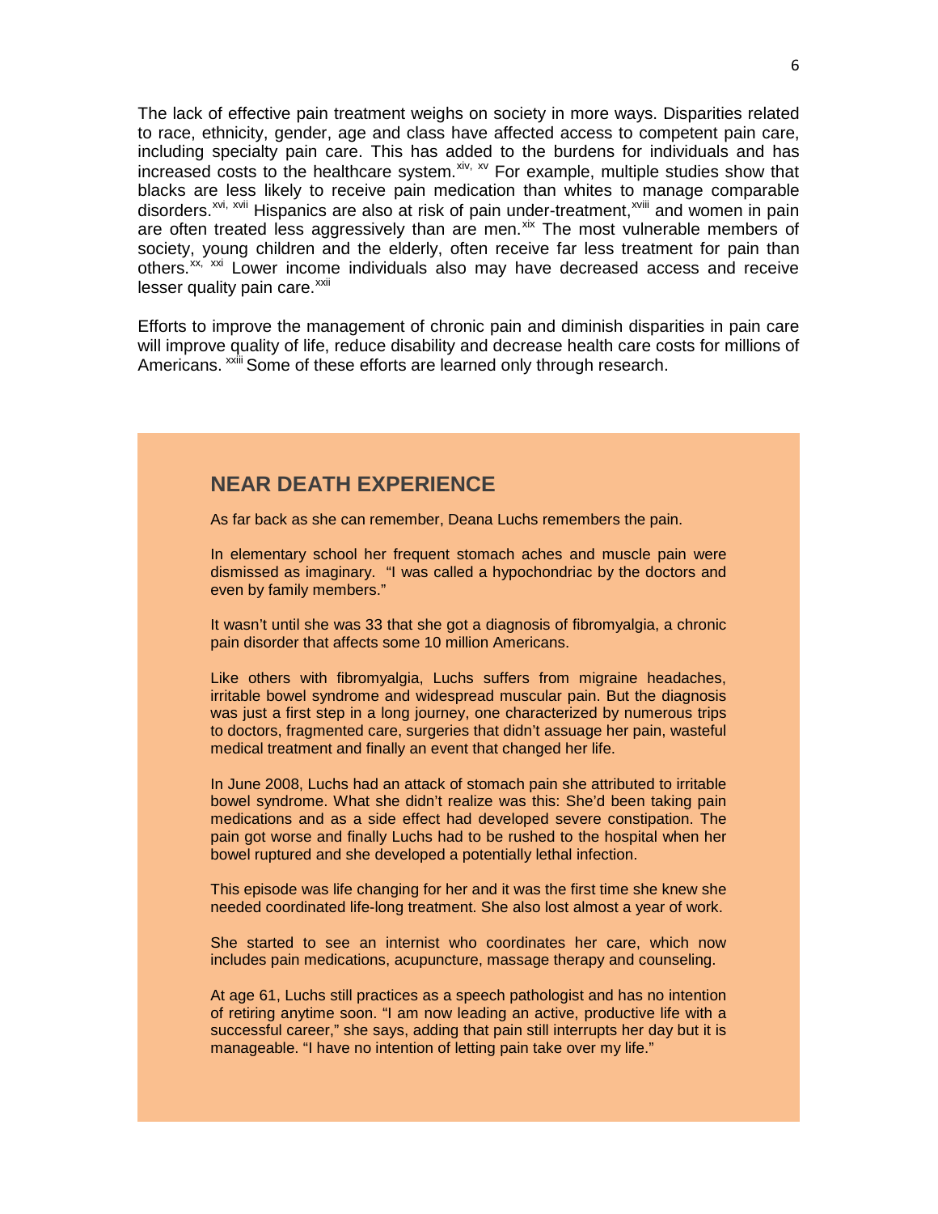The lack of effective pain treatment weighs on society in more ways. Disparities related to race, ethnicity, gender, age and class have affected access to competent pain care, including specialty pain care. This has added to the burdens for individuals and has increased costs to the healthcare system.[xiv, xv] For example, multiple studies show that blacks are less likely to receive pain medication than whites to manage comparable disorders.[xvi, xvii] Hispanics are also at risk of pain under-treatment,[xviii] and women in pain are often treated less aggressively than are men.[xix] The most vulnerable members of society, young children and the elderly, often receive far less treatment for pain than others.[xx, xxi] Lower income individuals also may have decreased access and receive lesser quality pain care.[xxii]

Efforts to improve the management of chronic pain and diminish disparities in pain care will improve quality of life, reduce disability and decrease health care costs for millions of Americans. [xxiii] Some of these efforts are learned only through research.

## NEAR DEATH EXPERIENCE

As far back as she can remember, Deana Luchs remembers the pain.

In elementary school her frequent stomach aches and muscle pain were dismissed as imaginary. "I was called a hypochondriac by the doctors and even by family members."

It wasn't until she was 33 that she got a diagnosis of fibromyalgia, a chronic pain disorder that affects some 10 million Americans.

Like others with fibromyalgia, Luchs suffers from migraine headaches, irritable bowel syndrome and widespread muscular pain. But the diagnosis was just a first step in a long journey, one characterized by numerous trips to doctors, fragmented care, surgeries that didn't assuage her pain, wasteful medical treatment and finally an event that changed her life.

In June 2008, Luchs had an attack of stomach pain she attributed to irritable bowel syndrome. What she didn't realize was this: She'd been taking pain medications and as a side effect had developed severe constipation. The pain got worse and finally Luchs had to be rushed to the hospital when her bowel ruptured and she developed a potentially lethal infection.

This episode was life changing for her and it was the first time she knew she needed coordinated life-long treatment. She also lost almost a year of work.

She started to see an internist who coordinates her care, which now includes pain medications, acupuncture, massage therapy and counseling.

At age 61, Luchs still practices as a speech pathologist and has no intention of retiring anytime soon. "I am now leading an active, productive life with a successful career," she says, adding that pain still interrupts her day but it is manageable. "I have no intention of letting pain take over my life."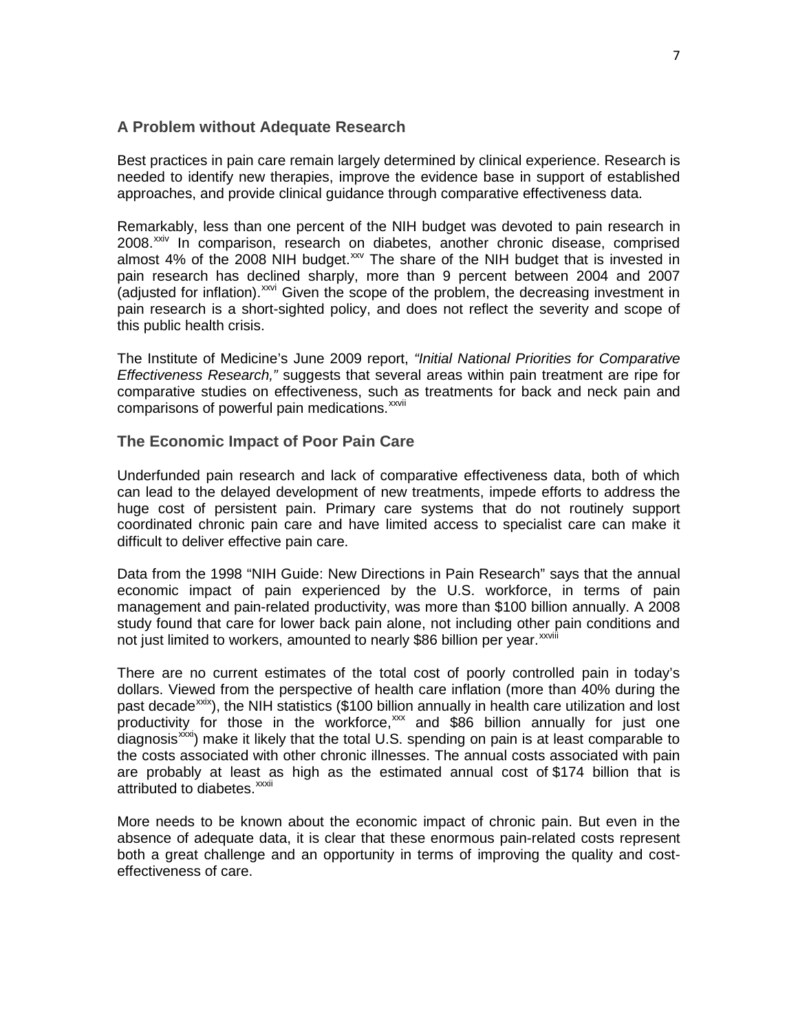## A Problem without Adequate Research

Best practices in pain care remain largely determined by clinical experience. Research is needed to identify new therapies, improve the evidence base in support of established approaches, and provide clinical guidance through comparative effectiveness data.

Remarkably, less than one percent of the NIH budget was devoted to pain research in 2008.[xxiv] In comparison, research on diabetes, another chronic disease, comprised almost 4% of the 2008 NIH budget.[xxv] The share of the NIH budget that is invested in pain research has declined sharply, more than 9 percent between 2004 and 2007 (adjusted for inflation).[xxvi] Given the scope of the problem, the decreasing investment in pain research is a short-sighted policy, and does not reflect the severity and scope of this public health crisis.

The Institute of Medicine's June 2009 report, *"Initial National Priorities for Comparative Effectiveness Research,"* suggests that several areas within pain treatment are ripe for comparative studies on effectiveness, such as treatments for back and neck pain and comparisons of powerful pain medications.[xxvii]

## The Economic Impact of Poor Pain Care

Underfunded pain research and lack of comparative effectiveness data, both of which can lead to the delayed development of new treatments, impede efforts to address the huge cost of persistent pain. Primary care systems that do not routinely support coordinated chronic pain care and have limited access to specialist care can make it difficult to deliver effective pain care.

Data from the 1998 "NIH Guide: New Directions in Pain Research" says that the annual economic impact of pain experienced by the U.S. workforce, in terms of pain management and pain-related productivity, was more than $100 billion annually. A 2008 study found that care for lower back pain alone, not including other pain conditions and not just limited to workers, amounted to nearly $86 billion per year.[xxviii]

There are no current estimates of the total cost of poorly controlled pain in today's dollars. Viewed from the perspective of health care inflation (more than 40% during the past decade[xxix]), the NIH statistics ($100 billion annually in health care utilization and lost productivity for those in the workforce,[xxx] and $86 billion annually for just one diagnosis[xxxi]) make it likely that the total U.S. spending on pain is at least comparable to the costs associated with other chronic illnesses. The annual costs associated with pain are probably at least as high as the estimated annual cost of $174 billion that is attributed to diabetes.[xxxii]

More needs to be known about the economic impact of chronic pain. But even in the absence of adequate data, it is clear that these enormous pain-related costs represent both a great challenge and an opportunity in terms of improving the quality and cost-effectiveness of care.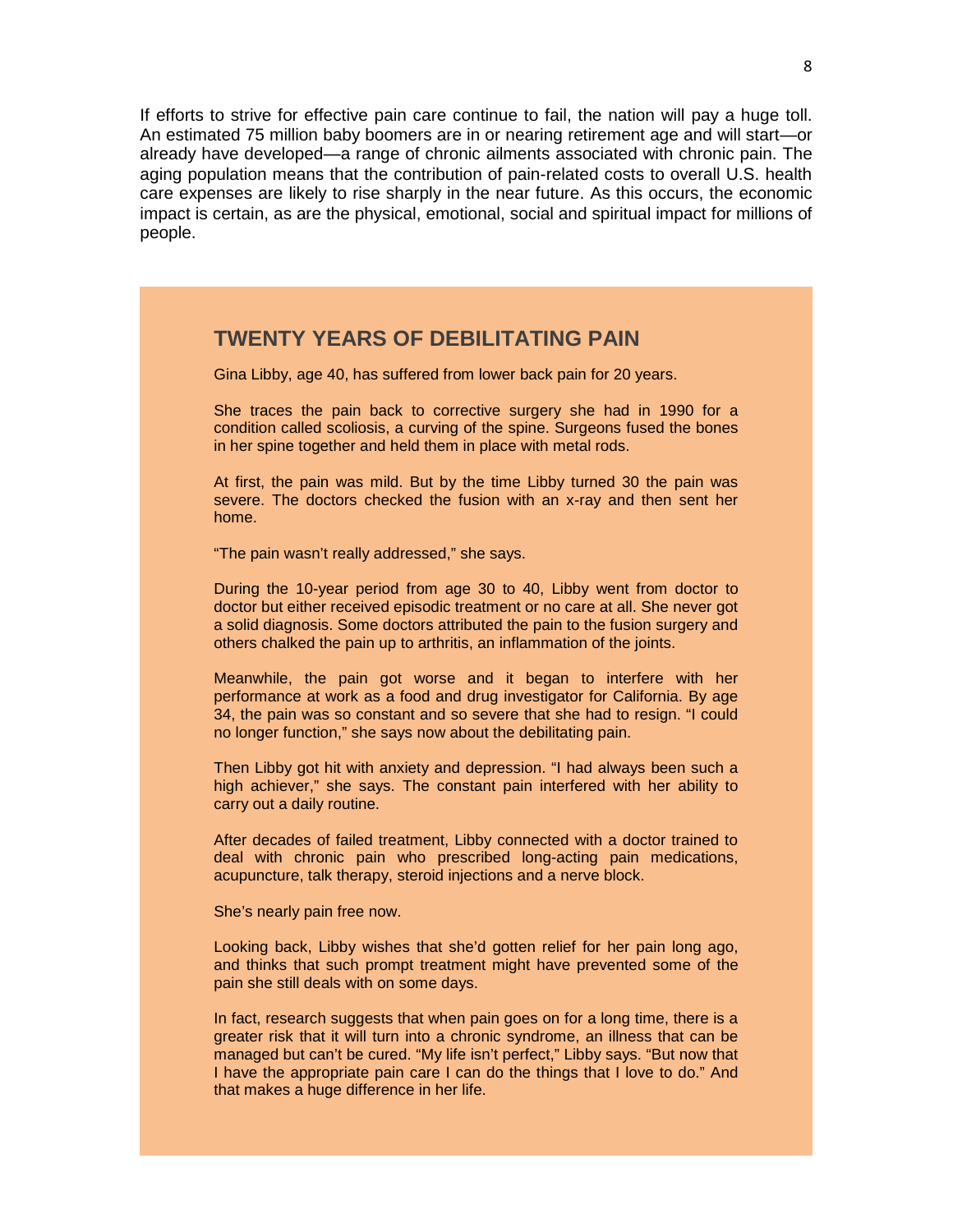If efforts to strive for effective pain care continue to fail, the nation will pay a huge toll. An estimated 75 million baby boomers are in or nearing retirement age and will start—or already have developed—a range of chronic ailments associated with chronic pain. The aging population means that the contribution of pain-related costs to overall U.S. health care expenses are likely to rise sharply in the near future. As this occurs, the economic impact is certain, as are the physical, emotional, social and spiritual impact for millions of people.

## TWENTY YEARS OF DEBILITATING PAIN

Gina Libby, age 40, has suffered from lower back pain for 20 years.

She traces the pain back to corrective surgery she had in 1990 for a condition called scoliosis, a curving of the spine. Surgeons fused the bones in her spine together and held them in place with metal rods.

At first, the pain was mild. But by the time Libby turned 30 the pain was severe. The doctors checked the fusion with an x-ray and then sent her home.

"The pain wasn't really addressed," she says.

During the 10-year period from age 30 to 40, Libby went from doctor to doctor but either received episodic treatment or no care at all. She never got a solid diagnosis. Some doctors attributed the pain to the fusion surgery and others chalked the pain up to arthritis, an inflammation of the joints.

Meanwhile, the pain got worse and it began to interfere with her performance at work as a food and drug investigator for California. By age 34, the pain was so constant and so severe that she had to resign. "I could no longer function," she says now about the debilitating pain.

Then Libby got hit with anxiety and depression. "I had always been such a high achiever," she says. The constant pain interfered with her ability to carry out a daily routine.

After decades of failed treatment, Libby connected with a doctor trained to deal with chronic pain who prescribed long-acting pain medications, acupuncture, talk therapy, steroid injections and a nerve block.

She's nearly pain free now.

Looking back, Libby wishes that she'd gotten relief for her pain long ago, and thinks that such prompt treatment might have prevented some of the pain she still deals with on some days.

In fact, research suggests that when pain goes on for a long time, there is a greater risk that it will turn into a chronic syndrome, an illness that can be managed but can't be cured. "My life isn't perfect," Libby says. "But now that I have the appropriate pain care I can do the things that I love to do." And that makes a huge difference in her life.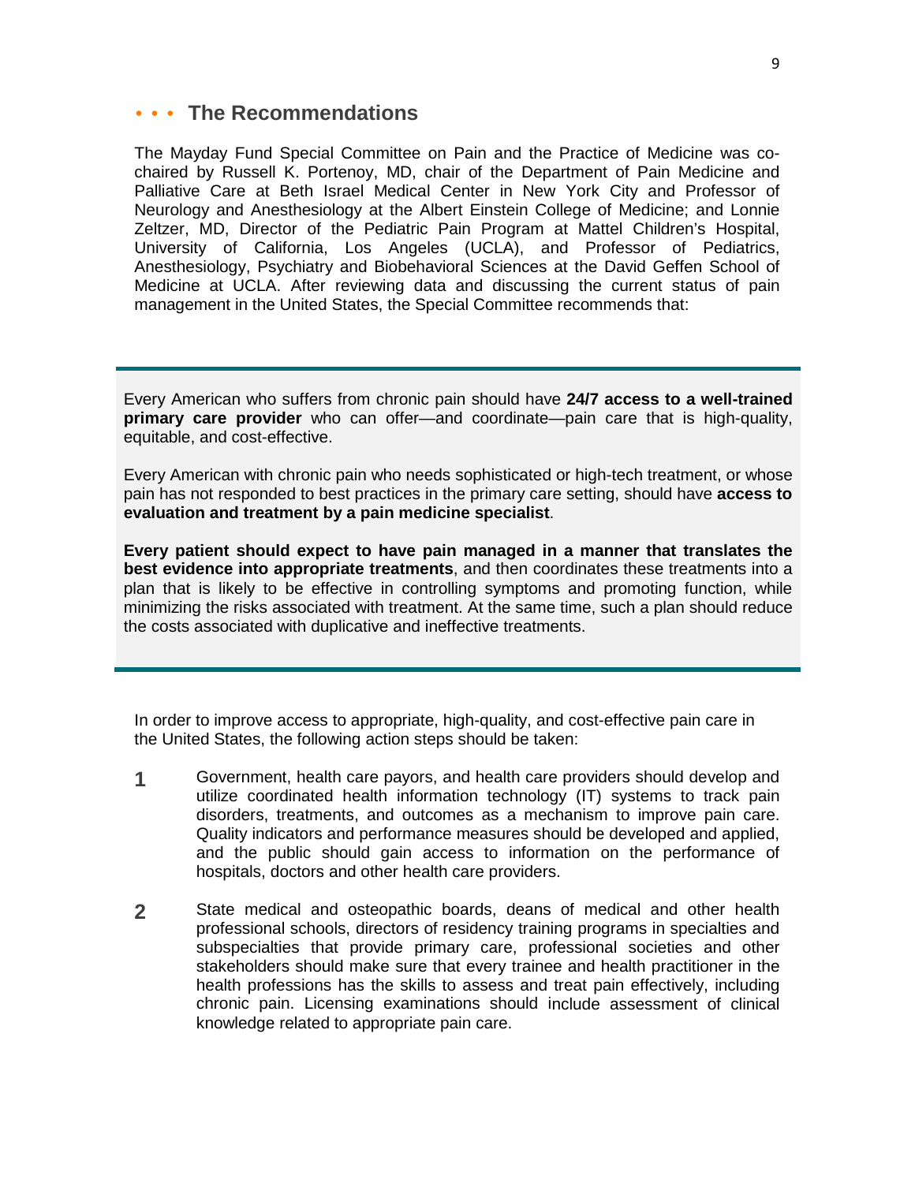## The Recommendations

The Mayday Fund Special Committee on Pain and the Practice of Medicine was co-chaired by Russell K. Portenoy, MD, chair of the Department of Pain Medicine and Palliative Care at Beth Israel Medical Center in New York City and Professor of Neurology and Anesthesiology at the Albert Einstein College of Medicine; and Lonnie Zeltzer, MD, Director of the Pediatric Pain Program at Mattel Children's Hospital, University of California, Los Angeles (UCLA), and Professor of Pediatrics, Anesthesiology, Psychiatry and Biobehavioral Sciences at the David Geffen School of Medicine at UCLA. After reviewing data and discussing the current status of pain management in the United States, the Special Committee recommends that:

---

Every American who suffers from chronic pain should have **24/7 access to a well-trained primary care provider** who can offer—and coordinate—pain care that is high-quality, equitable, and cost-effective.

Every American with chronic pain who needs sophisticated or high-tech treatment, or whose pain has not responded to best practices in the primary care setting, should have **access to evaluation and treatment by a pain medicine specialist**.

**Every patient should expect to have pain managed in a manner that translates the best evidence into appropriate treatments**, and then coordinates these treatments into a plan that is likely to be effective in controlling symptoms and promoting function, while minimizing the risks associated with treatment. At the same time, such a plan should reduce the costs associated with duplicative and ineffective treatments.

---

In order to improve access to appropriate, high-quality, and cost-effective pain care in the United States, the following action steps should be taken:

1. Government, health care payors, and health care providers should develop and utilize coordinated health information technology (IT) systems to track pain disorders, treatments, and outcomes as a mechanism to improve pain care. Quality indicators and performance measures should be developed and applied, and the public should gain access to information on the performance of hospitals, doctors and other health care providers.

2. State medical and osteopathic boards, deans of medical and other health professional schools, directors of residency training programs in specialties and subspecialties that provide primary care, professional societies and other stakeholders should make sure that every trainee and health practitioner in the health professions has the skills to assess and treat pain effectively, including chronic pain. Licensing examinations should include assessment of clinical knowledge related to appropriate pain care.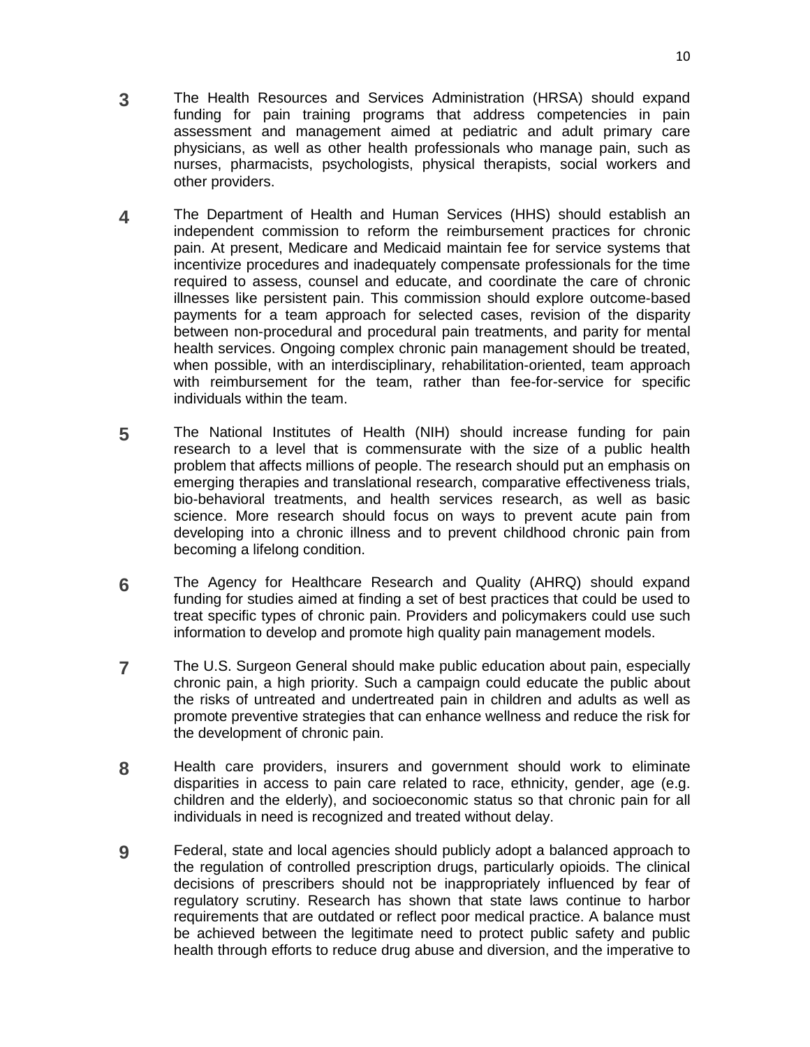**3** The Health Resources and Services Administration (HRSA) should expand funding for pain training programs that address competencies in pain assessment and management aimed at pediatric and adult primary care physicians, as well as other health professionals who manage pain, such as nurses, pharmacists, psychologists, physical therapists, social workers and other providers.

**4** The Department of Health and Human Services (HHS) should establish an independent commission to reform the reimbursement practices for chronic pain. At present, Medicare and Medicaid maintain fee for service systems that incentivize procedures and inadequately compensate professionals for the time required to assess, counsel and educate, and coordinate the care of chronic illnesses like persistent pain. This commission should explore outcome-based payments for a team approach for selected cases, revision of the disparity between non-procedural and procedural pain treatments, and parity for mental health services. Ongoing complex chronic pain management should be treated, when possible, with an interdisciplinary, rehabilitation-oriented, team approach with reimbursement for the team, rather than fee-for-service for specific individuals within the team.

**5** The National Institutes of Health (NIH) should increase funding for pain research to a level that is commensurate with the size of a public health problem that affects millions of people. The research should put an emphasis on emerging therapies and translational research, comparative effectiveness trials, bio-behavioral treatments, and health services research, as well as basic science. More research should focus on ways to prevent acute pain from developing into a chronic illness and to prevent childhood chronic pain from becoming a lifelong condition.

**6** The Agency for Healthcare Research and Quality (AHRQ) should expand funding for studies aimed at finding a set of best practices that could be used to treat specific types of chronic pain. Providers and policymakers could use such information to develop and promote high quality pain management models.

**7** The U.S. Surgeon General should make public education about pain, especially chronic pain, a high priority. Such a campaign could educate the public about the risks of untreated and undertreated pain in children and adults as well as promote preventive strategies that can enhance wellness and reduce the risk for the development of chronic pain.

**8** Health care providers, insurers and government should work to eliminate disparities in access to pain care related to race, ethnicity, gender, age (e.g. children and the elderly), and socioeconomic status so that chronic pain for all individuals in need is recognized and treated without delay.

**9** Federal, state and local agencies should publicly adopt a balanced approach to the regulation of controlled prescription drugs, particularly opioids. The clinical decisions of prescribers should not be inappropriately influenced by fear of regulatory scrutiny. Research has shown that state laws continue to harbor requirements that are outdated or reflect poor medical practice. A balance must be achieved between the legitimate need to protect public safety and public health through efforts to reduce drug abuse and diversion, and the imperative to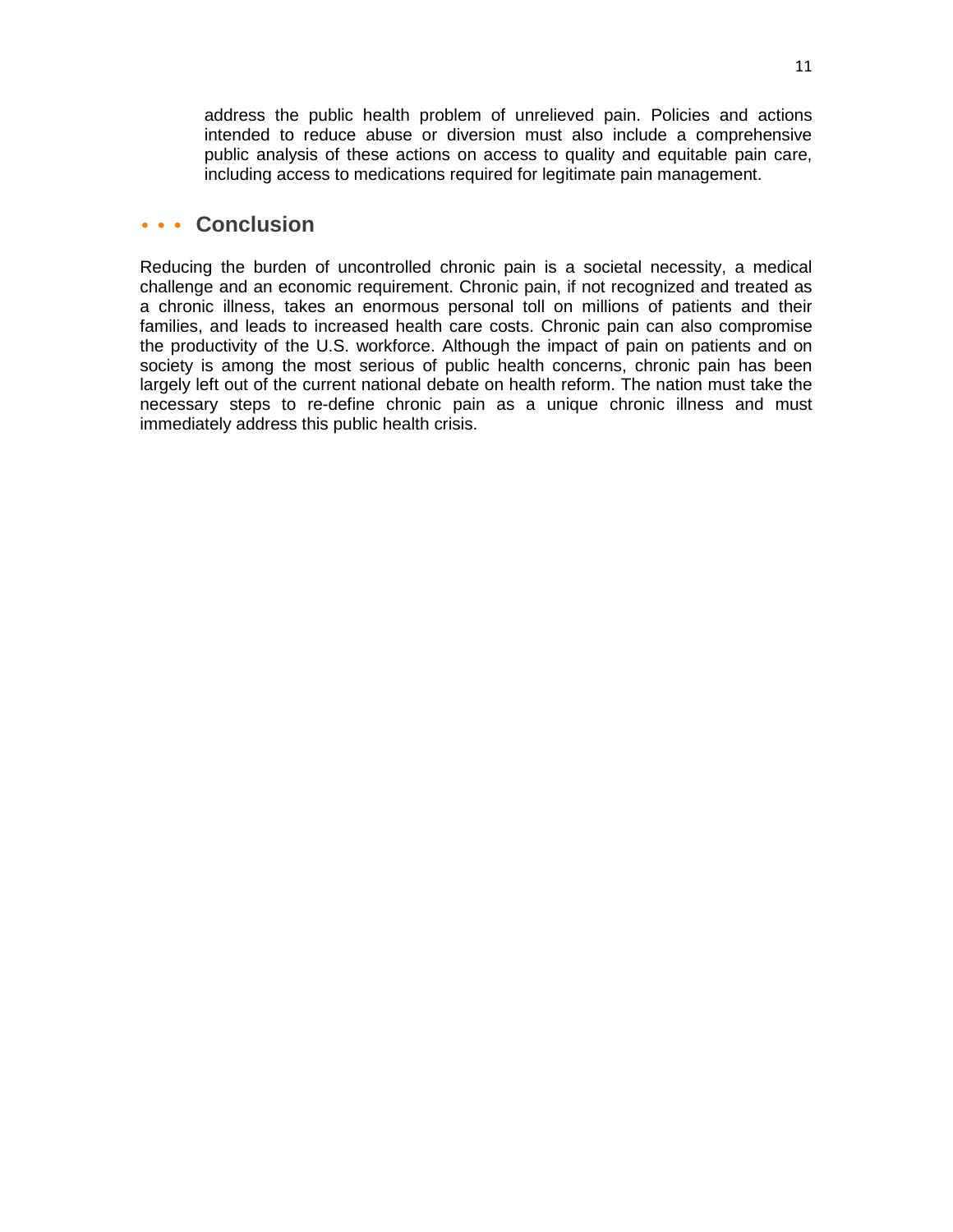address the public health problem of unrelieved pain. Policies and actions intended to reduce abuse or diversion must also include a comprehensive public analysis of these actions on access to quality and equitable pain care, including access to medications required for legitimate pain management.

## Conclusion

Reducing the burden of uncontrolled chronic pain is a societal necessity, a medical challenge and an economic requirement. Chronic pain, if not recognized and treated as a chronic illness, takes an enormous personal toll on millions of patients and their families, and leads to increased health care costs. Chronic pain can also compromise the productivity of the U.S. workforce. Although the impact of pain on patients and on society is among the most serious of public health concerns, chronic pain has been largely left out of the current national debate on health reform. The nation must take the necessary steps to re-define chronic pain as a unique chronic illness and must immediately address this public health crisis.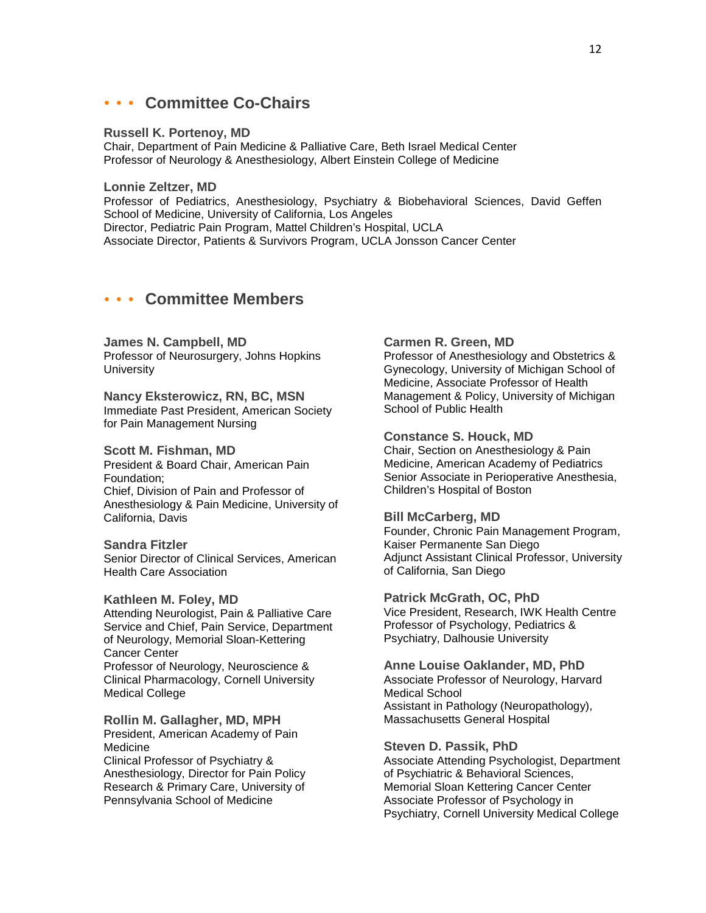## • • • Committee Co-Chairs

**Russell K. Portenoy, MD**
Chair, Department of Pain Medicine & Palliative Care, Beth Israel Medical Center
Professor of Neurology & Anesthesiology, Albert Einstein College of Medicine

**Lonnie Zeltzer, MD**
Professor of Pediatrics, Anesthesiology, Psychiatry & Biobehavioral Sciences, David Geffen School of Medicine, University of California, Los Angeles
Director, Pediatric Pain Program, Mattel Children's Hospital, UCLA
Associate Director, Patients & Survivors Program, UCLA Jonsson Cancer Center

## • • • Committee Members

**James N. Campbell, MD**
Professor of Neurosurgery, Johns Hopkins University

**Nancy Eksterowicz, RN, BC, MSN**
Immediate Past President, American Society for Pain Management Nursing

**Scott M. Fishman, MD**
President & Board Chair, American Pain Foundation;
Chief, Division of Pain and Professor of Anesthesiology & Pain Medicine, University of California, Davis

**Sandra Fitzler**
Senior Director of Clinical Services, American Health Care Association

**Kathleen M. Foley, MD**
Attending Neurologist, Pain & Palliative Care Service and Chief, Pain Service, Department of Neurology, Memorial Sloan-Kettering Cancer Center
Professor of Neurology, Neuroscience & Clinical Pharmacology, Cornell University Medical College

**Rollin M. Gallagher, MD, MPH**
President, American Academy of Pain Medicine
Clinical Professor of Psychiatry & Anesthesiology, Director for Pain Policy Research & Primary Care, University of Pennsylvania School of Medicine

**Carmen R. Green, MD**
Professor of Anesthesiology and Obstetrics & Gynecology, University of Michigan School of Medicine, Associate Professor of Health Management & Policy, University of Michigan School of Public Health

**Constance S. Houck, MD**
Chair, Section on Anesthesiology & Pain Medicine, American Academy of Pediatrics
Senior Associate in Perioperative Anesthesia, Children's Hospital of Boston

**Bill McCarberg, MD**
Founder, Chronic Pain Management Program, Kaiser Permanente San Diego
Adjunct Assistant Clinical Professor, University of California, San Diego

**Patrick McGrath, OC, PhD**
Vice President, Research, IWK Health Centre
Professor of Psychology, Pediatrics & Psychiatry, Dalhousie University

**Anne Louise Oaklander, MD, PhD**
Associate Professor of Neurology, Harvard Medical School
Assistant in Pathology (Neuropathology), Massachusetts General Hospital

**Steven D. Passik, PhD**
Associate Attending Psychologist, Department of Psychiatric & Behavioral Sciences, Memorial Sloan Kettering Cancer Center
Associate Professor of Psychology in Psychiatry, Cornell University Medical College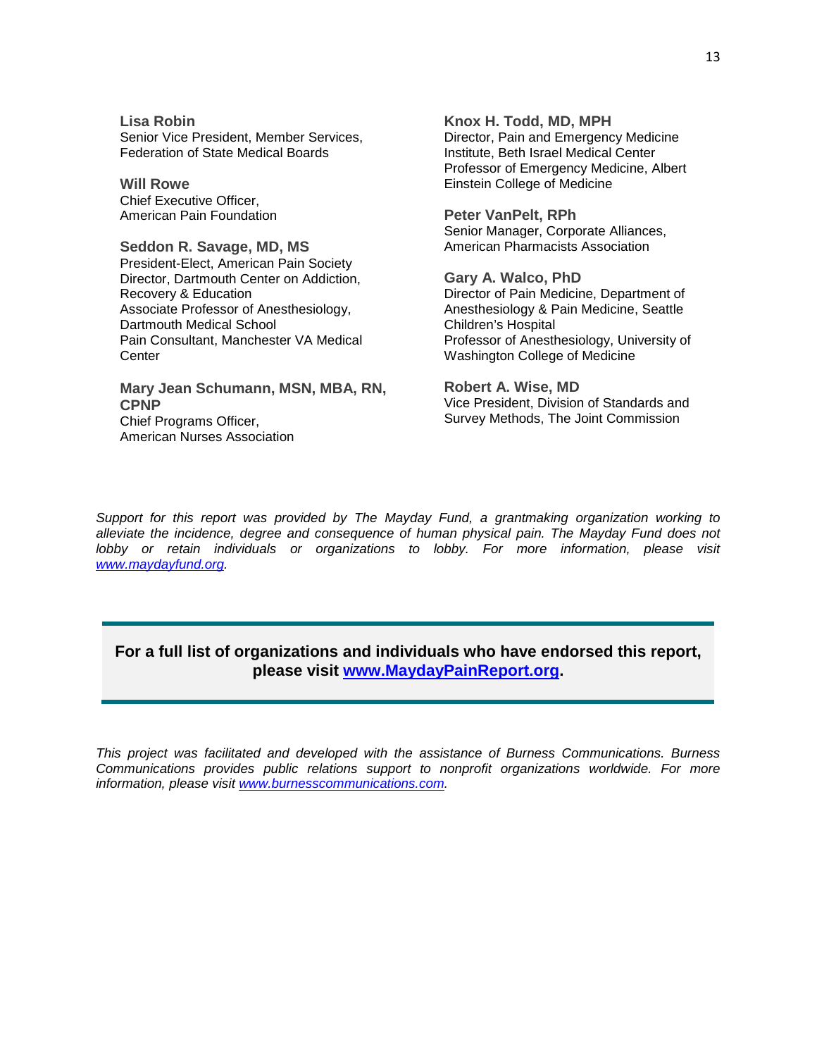**Lisa Robin**
Senior Vice President, Member Services,
Federation of State Medical Boards

**Will Rowe**
Chief Executive Officer,
American Pain Foundation

**Seddon R. Savage, MD, MS**
President-Elect, American Pain Society
Director, Dartmouth Center on Addiction, Recovery & Education
Associate Professor of Anesthesiology, Dartmouth Medical School
Pain Consultant, Manchester VA Medical Center

**Mary Jean Schumann, MSN, MBA, RN, CPNP**
Chief Programs Officer,
American Nurses Association

**Knox H. Todd, MD, MPH**
Director, Pain and Emergency Medicine Institute, Beth Israel Medical Center
Professor of Emergency Medicine, Albert Einstein College of Medicine

**Peter VanPelt, RPh**
Senior Manager, Corporate Alliances,
American Pharmacists Association

**Gary A. Walco, PhD**
Director of Pain Medicine, Department of Anesthesiology & Pain Medicine, Seattle Children's Hospital
Professor of Anesthesiology, University of Washington College of Medicine

**Robert A. Wise, MD**
Vice President, Division of Standards and Survey Methods, The Joint Commission

*Support for this report was provided by The Mayday Fund, a grantmaking organization working to alleviate the incidence, degree and consequence of human physical pain. The Mayday Fund does not lobby or retain individuals or organizations to lobby. For more information, please visit [www.maydayfund.org](http://www.maydayfund.org).*

**For a full list of organizations and individuals who have endorsed this report, please visit [www.MaydayPainReport.org](http://www.MaydayPainReport.org).**

*This project was facilitated and developed with the assistance of Burness Communications. Burness Communications provides public relations support to nonprofit organizations worldwide. For more information, please visit [www.burnesscommunications.com](http://www.burnesscommunications.com).*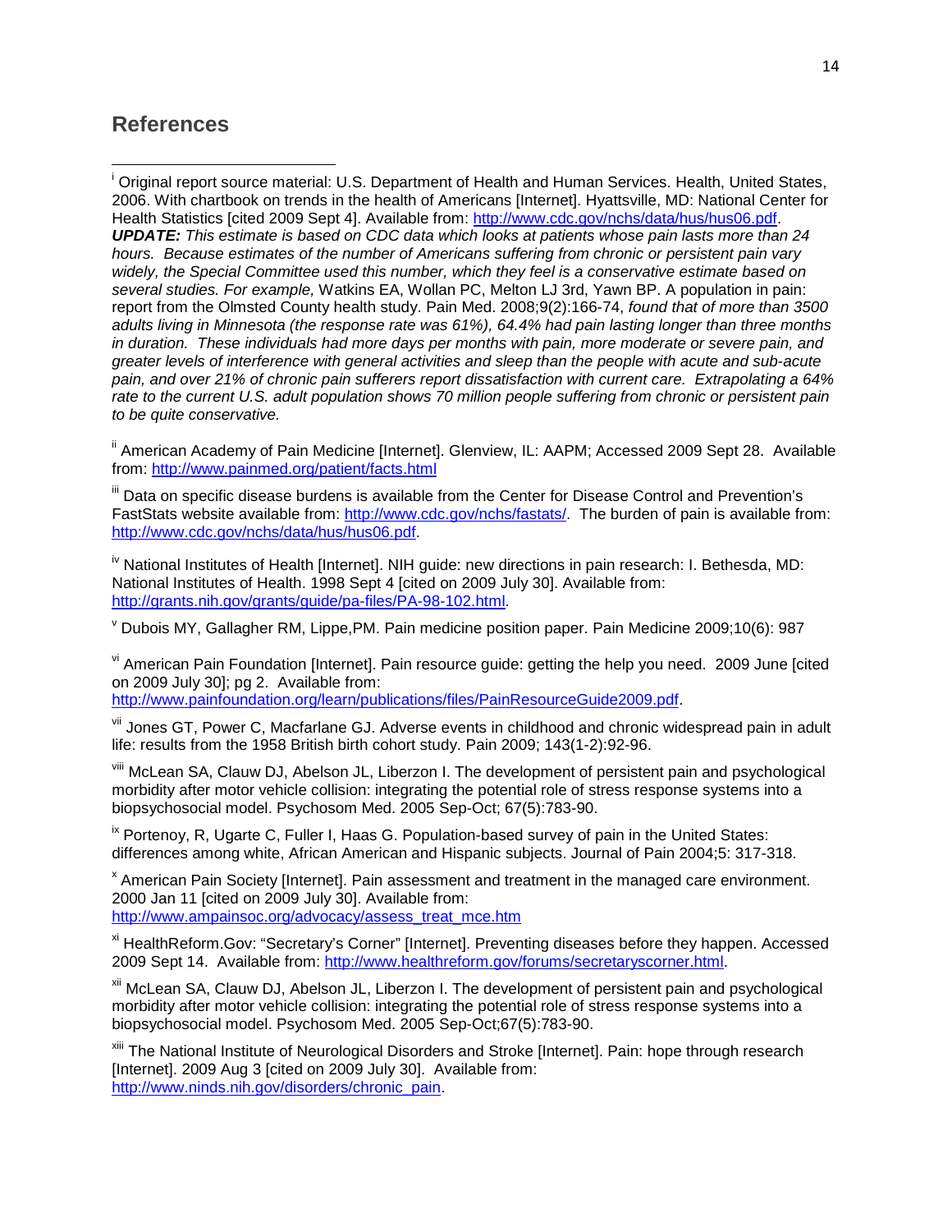## References

[i] Original report source material: U.S. Department of Health and Human Services. Health, United States, 2006. With chartbook on trends in the health of Americans [Internet]. Hyattsville, MD: National Center for Health Statistics [cited 2009 Sept 4]. Available from: http://www.cdc.gov/nchs/data/hus/hus06.pdf. ***UPDATE:*** *This estimate is based on CDC data which looks at patients whose pain lasts more than 24 hours. Because estimates of the number of Americans suffering from chronic or persistent pain vary widely, the Special Committee used this number, which they feel is a conservative estimate based on several studies. For example,* Watkins EA, Wollan PC, Melton LJ 3rd, Yawn BP. A population in pain: report from the Olmsted County health study. Pain Med. 2008;9(2):166-74, *found that of more than 3500 adults living in Minnesota (the response rate was 61%), 64.4% had pain lasting longer than three months in duration. These individuals had more days per months with pain, more moderate or severe pain, and greater levels of interference with general activities and sleep than the people with acute and sub-acute pain, and over 21% of chronic pain sufferers report dissatisfaction with current care. Extrapolating a 64% rate to the current U.S. adult population shows 70 million people suffering from chronic or persistent pain to be quite conservative.*

[ii] American Academy of Pain Medicine [Internet]. Glenview, IL: AAPM; Accessed 2009 Sept 28. Available from: http://www.painmed.org/patient/facts.html

[iii] Data on specific disease burdens is available from the Center for Disease Control and Prevention's FastStats website available from: http://www.cdc.gov/nchs/fastats/. The burden of pain is available from: http://www.cdc.gov/nchs/data/hus/hus06.pdf.

[iv] National Institutes of Health [Internet]. NIH guide: new directions in pain research: I. Bethesda, MD: National Institutes of Health. 1998 Sept 4 [cited on 2009 July 30]. Available from: http://grants.nih.gov/grants/guide/pa-files/PA-98-102.html.

[v] Dubois MY, Gallagher RM, Lippe,PM. Pain medicine position paper. Pain Medicine 2009;10(6): 987

[vi] American Pain Foundation [Internet]. Pain resource guide: getting the help you need. 2009 June [cited on 2009 July 30]; pg 2. Available from: http://www.painfoundation.org/learn/publications/files/PainResourceGuide2009.pdf.

[vii] Jones GT, Power C, Macfarlane GJ. Adverse events in childhood and chronic widespread pain in adult life: results from the 1958 British birth cohort study. Pain 2009; 143(1-2):92-96.

[viii] McLean SA, Clauw DJ, Abelson JL, Liberzon I. The development of persistent pain and psychological morbidity after motor vehicle collision: integrating the potential role of stress response systems into a biopsychosocial model. Psychosom Med. 2005 Sep-Oct; 67(5):783-90.

[ix] Portenoy, R, Ugarte C, Fuller I, Haas G. Population-based survey of pain in the United States: differences among white, African American and Hispanic subjects. Journal of Pain 2004;5: 317-318.

[x] American Pain Society [Internet]. Pain assessment and treatment in the managed care environment. 2000 Jan 11 [cited on 2009 July 30]. Available from: http://www.ampainsoc.org/advocacy/assess_treat_mce.htm

[xi] HealthReform.Gov: "Secretary's Corner" [Internet]. Preventing diseases before they happen. Accessed 2009 Sept 14. Available from: http://www.healthreform.gov/forums/secretaryscorner.html.

[xii] McLean SA, Clauw DJ, Abelson JL, Liberzon I. The development of persistent pain and psychological morbidity after motor vehicle collision: integrating the potential role of stress response systems into a biopsychosocial model. Psychosom Med. 2005 Sep-Oct;67(5):783-90.

[xiii] The National Institute of Neurological Disorders and Stroke [Internet]. Pain: hope through research [Internet]. 2009 Aug 3 [cited on 2009 July 30]. Available from: http://www.ninds.nih.gov/disorders/chronic_pain.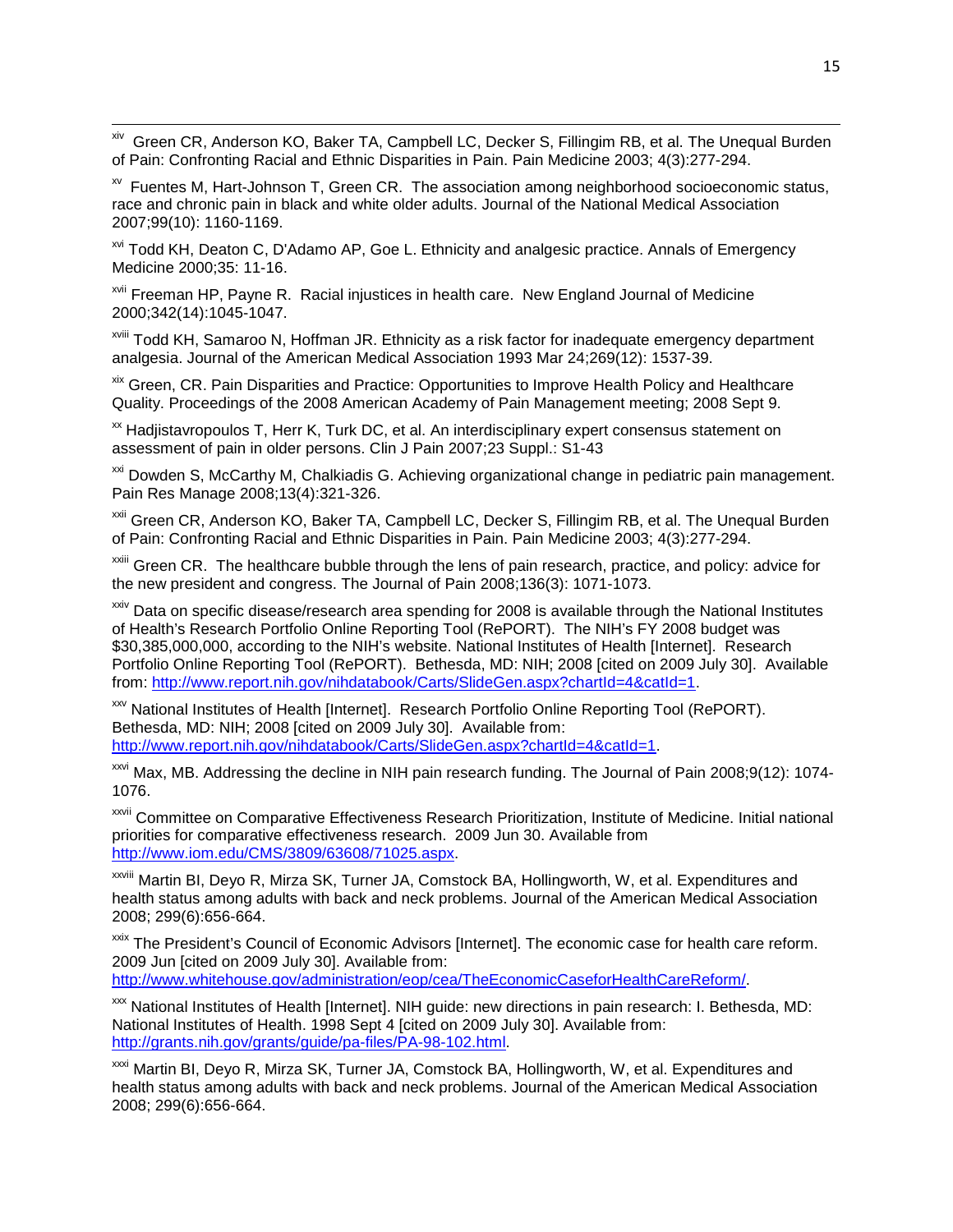[xiv] Green CR, Anderson KO, Baker TA, Campbell LC, Decker S, Fillingim RB, et al. The Unequal Burden of Pain: Confronting Racial and Ethnic Disparities in Pain. Pain Medicine 2003; 4(3):277-294.

[xv] Fuentes M, Hart-Johnson T, Green CR. The association among neighborhood socioeconomic status, race and chronic pain in black and white older adults. Journal of the National Medical Association 2007;99(10): 1160-1169.

[xvi] Todd KH, Deaton C, D'Adamo AP, Goe L. Ethnicity and analgesic practice. Annals of Emergency Medicine 2000;35: 11-16.

[xvii] Freeman HP, Payne R. Racial injustices in health care. New England Journal of Medicine 2000;342(14):1045-1047.

[xviii] Todd KH, Samaroo N, Hoffman JR. Ethnicity as a risk factor for inadequate emergency department analgesia. Journal of the American Medical Association 1993 Mar 24;269(12): 1537-39.

[xix] Green, CR. Pain Disparities and Practice: Opportunities to Improve Health Policy and Healthcare Quality. Proceedings of the 2008 American Academy of Pain Management meeting; 2008 Sept 9.

[xx] Hadjistavropoulos T, Herr K, Turk DC, et al. An interdisciplinary expert consensus statement on assessment of pain in older persons. Clin J Pain 2007;23 Suppl.: S1-43

[xxi] Dowden S, McCarthy M, Chalkiadis G. Achieving organizational change in pediatric pain management. Pain Res Manage 2008;13(4):321-326.

[xxii] Green CR, Anderson KO, Baker TA, Campbell LC, Decker S, Fillingim RB, et al. The Unequal Burden of Pain: Confronting Racial and Ethnic Disparities in Pain. Pain Medicine 2003; 4(3):277-294.

[xxiii] Green CR. The healthcare bubble through the lens of pain research, practice, and policy: advice for the new president and congress. The Journal of Pain 2008;136(3): 1071-1073.

[xxiv] Data on specific disease/research area spending for 2008 is available through the National Institutes of Health's Research Portfolio Online Reporting Tool (RePORT). The NIH's FY 2008 budget was $30,385,000,000, according to the NIH's website. National Institutes of Health [Internet]. Research Portfolio Online Reporting Tool (RePORT). Bethesda, MD: NIH; 2008 [cited on 2009 July 30]. Available from: http://www.report.nih.gov/nihdatabook/Carts/SlideGen.aspx?chartId=4&catId=1.

[xxv] National Institutes of Health [Internet]. Research Portfolio Online Reporting Tool (RePORT). Bethesda, MD: NIH; 2008 [cited on 2009 July 30]. Available from: http://www.report.nih.gov/nihdatabook/Carts/SlideGen.aspx?chartId=4&catId=1.

[xxvi] Max, MB. Addressing the decline in NIH pain research funding. The Journal of Pain 2008;9(12): 1074-1076.

[xxvii] Committee on Comparative Effectiveness Research Prioritization, Institute of Medicine. Initial national priorities for comparative effectiveness research. 2009 Jun 30. Available from http://www.iom.edu/CMS/3809/63608/71025.aspx.

[xxviii] Martin BI, Deyo R, Mirza SK, Turner JA, Comstock BA, Hollingworth, W, et al. Expenditures and health status among adults with back and neck problems. Journal of the American Medical Association 2008; 299(6):656-664.

[xxix] The President's Council of Economic Advisors [Internet]. The economic case for health care reform. 2009 Jun [cited on 2009 July 30]. Available from: http://www.whitehouse.gov/administration/eop/cea/TheEconomicCaseforHealthCareReform/.

[xxx] National Institutes of Health [Internet]. NIH guide: new directions in pain research: I. Bethesda, MD: National Institutes of Health. 1998 Sept 4 [cited on 2009 July 30]. Available from: http://grants.nih.gov/grants/guide/pa-files/PA-98-102.html.

[xxxi] Martin BI, Deyo R, Mirza SK, Turner JA, Comstock BA, Hollingworth, W, et al. Expenditures and health status among adults with back and neck problems. Journal of the American Medical Association 2008; 299(6):656-664.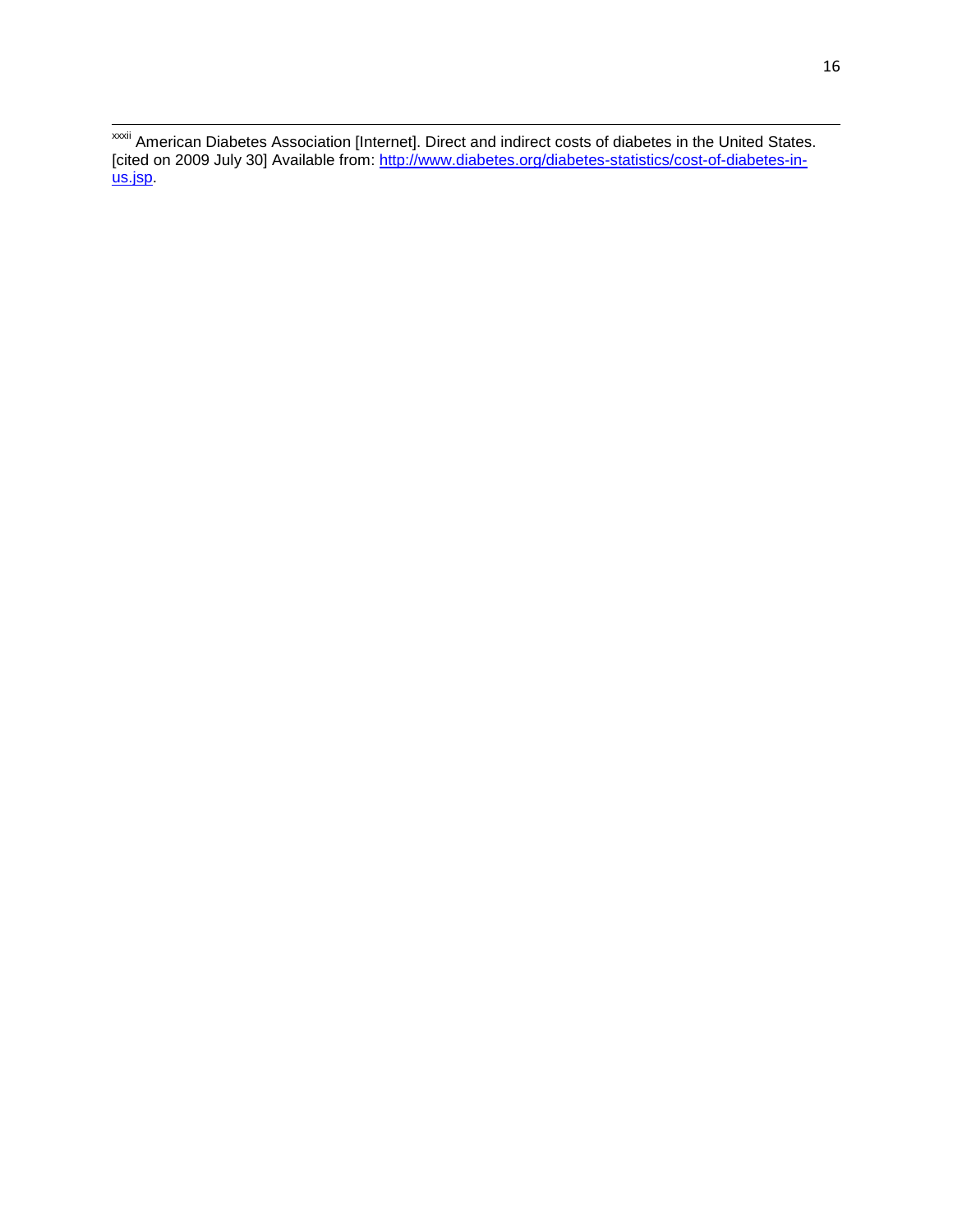[xxxii] American Diabetes Association [Internet]. Direct and indirect costs of diabetes in the United States. [cited on 2009 July 30] Available from: http://www.diabetes.org/diabetes-statistics/cost-of-diabetes-in-us.jsp.